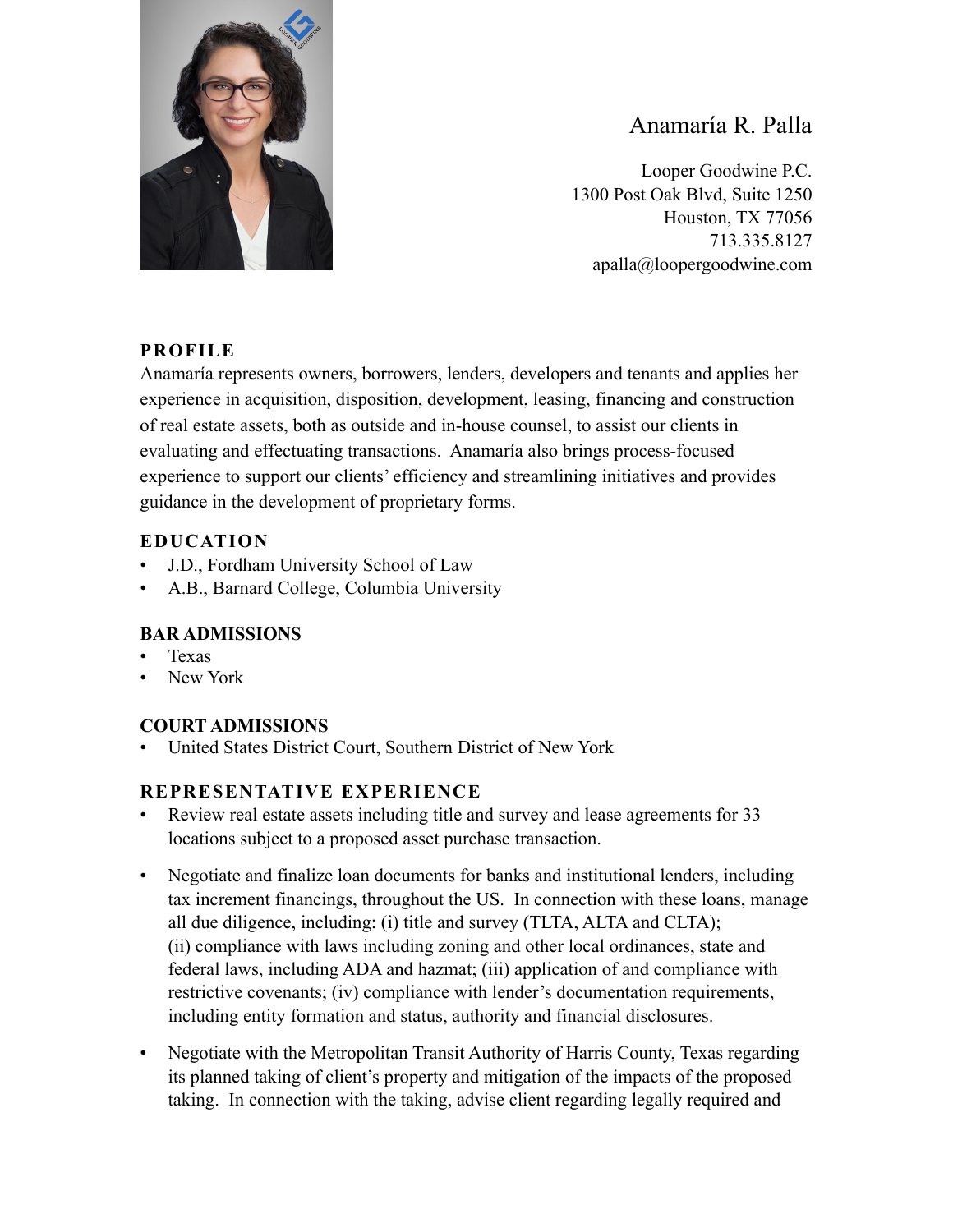# Anamaría R. Palla

Looper Goodwine P.C.
1300 Post Oak Blvd, Suite 1250
Houston, TX 77056
713.335.8127
apalla@loopergoodwine.com

## PROFILE

Anamaría represents owners, borrowers, lenders, developers and tenants and applies her experience in acquisition, disposition, development, leasing, financing and construction of real estate assets, both as outside and in-house counsel, to assist our clients in evaluating and effectuating transactions. Anamaría also brings process-focused experience to support our clients' efficiency and streamlining initiatives and provides guidance in the development of proprietary forms.

## EDUCATION

- J.D., Fordham University School of Law
- A.B., Barnard College, Columbia University

## BAR ADMISSIONS

- Texas
- New York

## COURT ADMISSIONS

- United States District Court, Southern District of New York

## REPRESENTATIVE EXPERIENCE

- Review real estate assets including title and survey and lease agreements for 33 locations subject to a proposed asset purchase transaction.

- Negotiate and finalize loan documents for banks and institutional lenders, including tax increment financings, throughout the US. In connection with these loans, manage all due diligence, including: (i) title and survey (TLTA, ALTA and CLTA); (ii) compliance with laws including zoning and other local ordinances, state and federal laws, including ADA and hazmat; (iii) application of and compliance with restrictive covenants; (iv) compliance with lender's documentation requirements, including entity formation and status, authority and financial disclosures.

- Negotiate with the Metropolitan Transit Authority of Harris County, Texas regarding its planned taking of client's property and mitigation of the impacts of the proposed taking. In connection with the taking, advise client regarding legally required and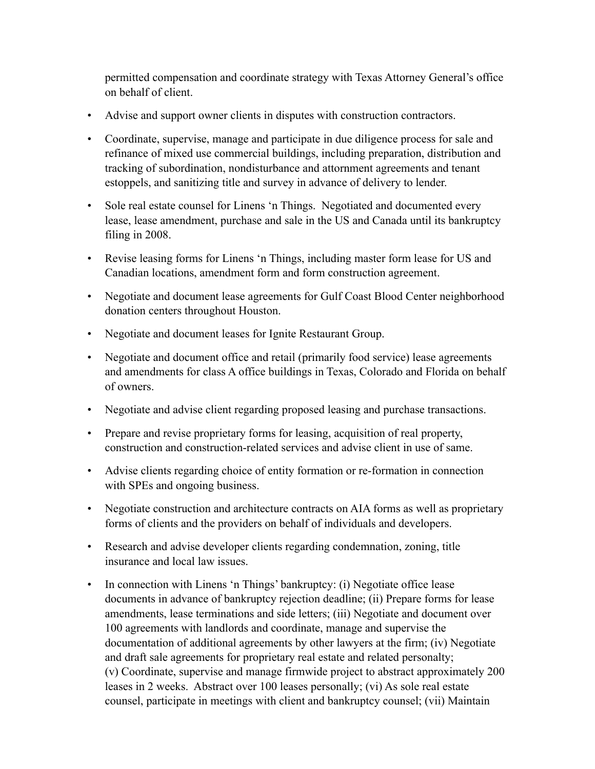permitted compensation and coordinate strategy with Texas Attorney General's office on behalf of client.

- Advise and support owner clients in disputes with construction contractors.
- Coordinate, supervise, manage and participate in due diligence process for sale and refinance of mixed use commercial buildings, including preparation, distribution and tracking of subordination, nondisturbance and attornment agreements and tenant estoppels, and sanitizing title and survey in advance of delivery to lender.
- Sole real estate counsel for Linens 'n Things. Negotiated and documented every lease, lease amendment, purchase and sale in the US and Canada until its bankruptcy filing in 2008.
- Revise leasing forms for Linens 'n Things, including master form lease for US and Canadian locations, amendment form and form construction agreement.
- Negotiate and document lease agreements for Gulf Coast Blood Center neighborhood donation centers throughout Houston.
- Negotiate and document leases for Ignite Restaurant Group.
- Negotiate and document office and retail (primarily food service) lease agreements and amendments for class A office buildings in Texas, Colorado and Florida on behalf of owners.
- Negotiate and advise client regarding proposed leasing and purchase transactions.
- Prepare and revise proprietary forms for leasing, acquisition of real property, construction and construction-related services and advise client in use of same.
- Advise clients regarding choice of entity formation or re-formation in connection with SPEs and ongoing business.
- Negotiate construction and architecture contracts on AIA forms as well as proprietary forms of clients and the providers on behalf of individuals and developers.
- Research and advise developer clients regarding condemnation, zoning, title insurance and local law issues.
- In connection with Linens 'n Things' bankruptcy: (i) Negotiate office lease documents in advance of bankruptcy rejection deadline; (ii) Prepare forms for lease amendments, lease terminations and side letters; (iii) Negotiate and document over 100 agreements with landlords and coordinate, manage and supervise the documentation of additional agreements by other lawyers at the firm; (iv) Negotiate and draft sale agreements for proprietary real estate and related personalty; (v) Coordinate, supervise and manage firmwide project to abstract approximately 200 leases in 2 weeks. Abstract over 100 leases personally; (vi) As sole real estate counsel, participate in meetings with client and bankruptcy counsel; (vii) Maintain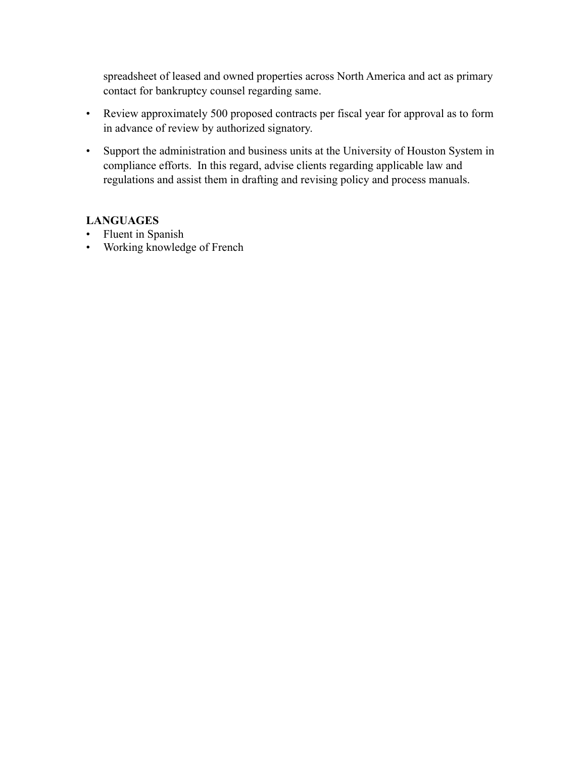spreadsheet of leased and owned properties across North America and act as primary contact for bankruptcy counsel regarding same.

- Review approximately 500 proposed contracts per fiscal year for approval as to form in advance of review by authorized signatory.
- Support the administration and business units at the University of Houston System in compliance efforts. In this regard, advise clients regarding applicable law and regulations and assist them in drafting and revising policy and process manuals.

**LANGUAGES**

- Fluent in Spanish
- Working knowledge of French